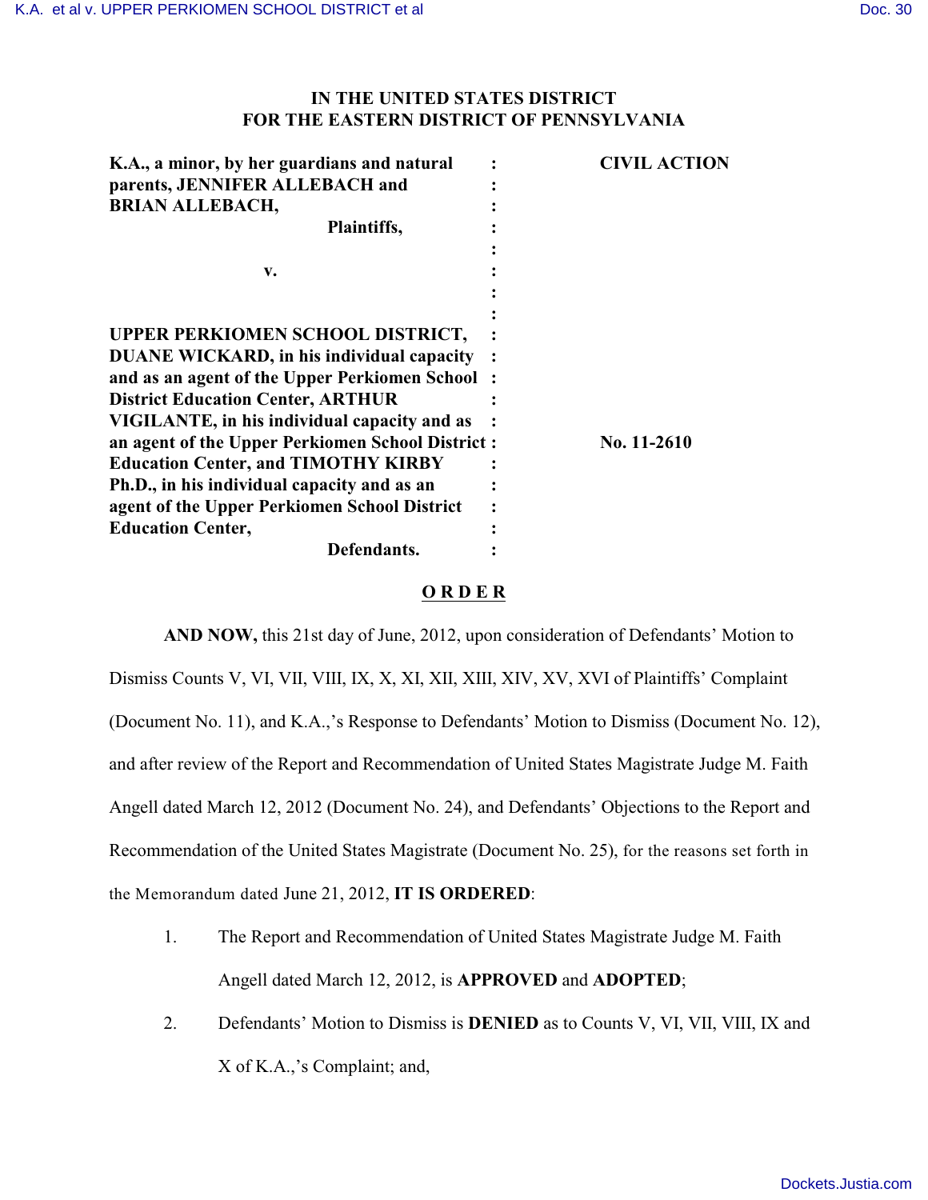**IN THE UNITED STATES DISTRICT**
**FOR THE EASTERN DISTRICT OF PENNSYLVANIA**

| | | |
|---|---|---|
| **K.A., a minor, by her guardians and natural parents, JENNIFER ALLEBACH and BRIAN ALLEBACH,** | : | **CIVIL ACTION** |
| **Plaintiffs,** | : | |
| **v.** | : | |
| **UPPER PERKIOMEN SCHOOL DISTRICT, DUANE WICKARD, in his individual capacity and as an agent of the Upper Perkiomen School District Education Center, ARTHUR VIGILANTE, in his individual capacity and as an agent of the Upper Perkiomen School District Education Center, and TIMOTHY KIRBY Ph.D., in his individual capacity and as an agent of the Upper Perkiomen School District Education Center,** | : | **No. 11-2610** |
| **Defendants.** | : | |

## O R D E R

**AND NOW,** this 21st day of June, 2012, upon consideration of Defendants' Motion to Dismiss Counts V, VI, VII, VIII, IX, X, XI, XII, XIII, XIV, XV, XVI of Plaintiffs' Complaint (Document No. 11), and K.A.,'s Response to Defendants' Motion to Dismiss (Document No. 12), and after review of the Report and Recommendation of United States Magistrate Judge M. Faith Angell dated March 12, 2012 (Document No. 24), and Defendants' Objections to the Report and Recommendation of the United States Magistrate (Document No. 25), for the reasons set forth in the Memorandum dated June 21, 2012, **IT IS ORDERED**:

1. The Report and Recommendation of United States Magistrate Judge M. Faith Angell dated March 12, 2012, is **APPROVED** and **ADOPTED**;
2. Defendants' Motion to Dismiss is **DENIED** as to Counts V, VI, VII, VIII, IX and X of K.A.,'s Complaint; and,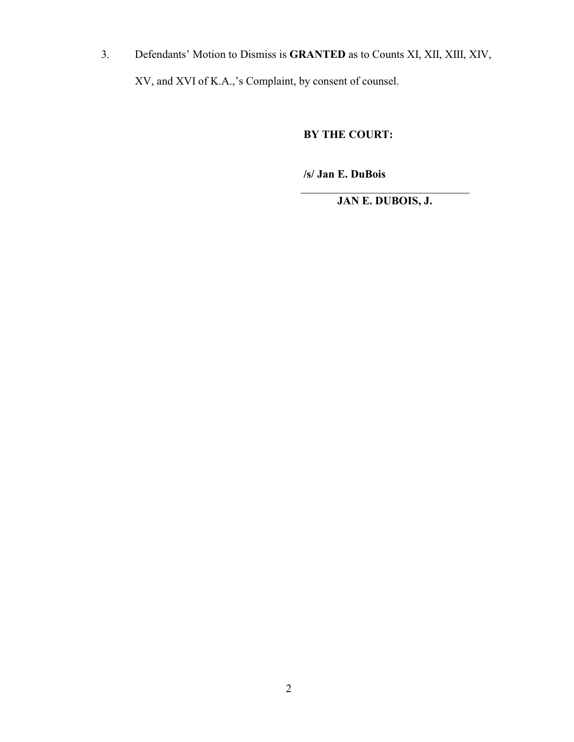3. Defendants' Motion to Dismiss is **GRANTED** as to Counts XI, XII, XIII, XIV, XV, and XVI of K.A.,'s Complaint, by consent of counsel.

**BY THE COURT:**

**/s/ Jan E. DuBois**

**JAN E. DUBOIS, J.**